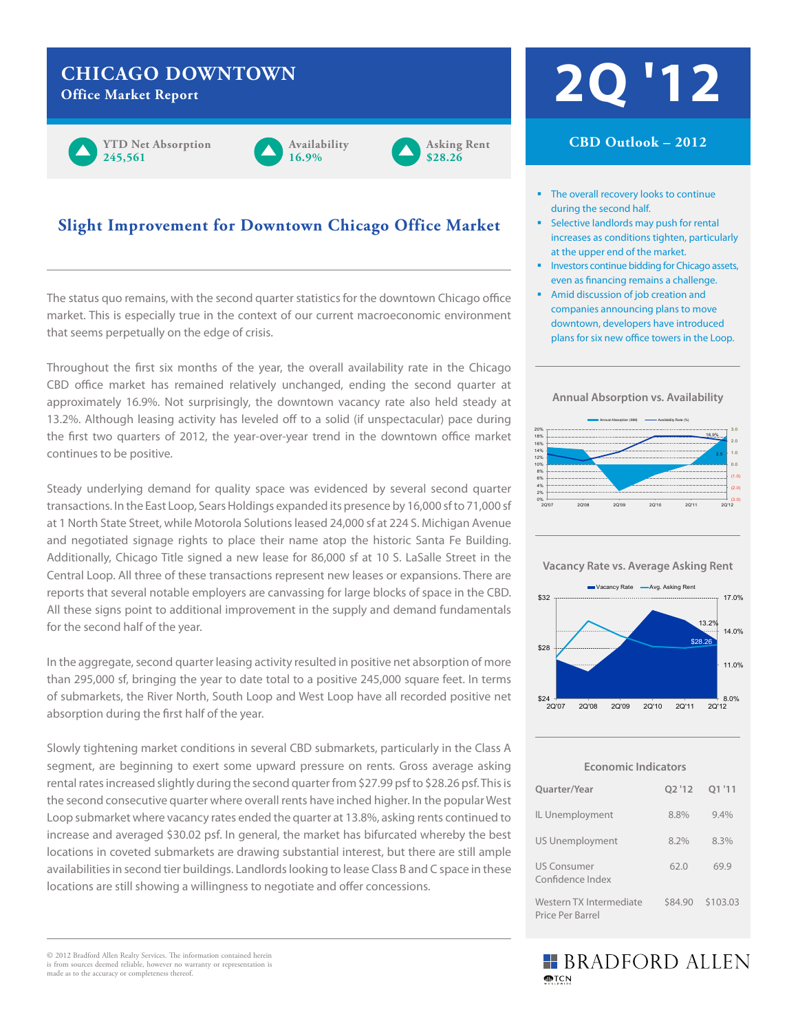# CHICAGO DOWNTOWN
## Office Market Report

**YTD Net Absorption** 245,561

**Availability** 16.9%

**Asking Rent** $28.26

# 2Q '12

## Slight Improvement for Downtown Chicago Office Market

The status quo remains, with the second quarter statistics for the downtown Chicago office market. This is especially true in the context of our current macroeconomic environment that seems perpetually on the edge of crisis.

Throughout the first six months of the year, the overall availability rate in the Chicago CBD office market has remained relatively unchanged, ending the second quarter at approximately 16.9%. Not surprisingly, the downtown vacancy rate also held steady at 13.2%. Although leasing activity has leveled off to a solid (if unspectacular) pace during the first two quarters of 2012, the year-over-year trend in the downtown office market continues to be positive.

Steady underlying demand for quality space was evidenced by several second quarter transactions. In the East Loop, Sears Holdings expanded its presence by 16,000 sf to 71,000 sf at 1 North State Street, while Motorola Solutions leased 24,000 sf at 224 S. Michigan Avenue and negotiated signage rights to place their name atop the historic Santa Fe Building. Additionally, Chicago Title signed a new lease for 86,000 sf at 10 S. LaSalle Street in the Central Loop. All three of these transactions represent new leases or expansions. There are reports that several notable employers are canvassing for large blocks of space in the CBD. All these signs point to additional improvement in the supply and demand fundamentals for the second half of the year.

In the aggregate, second quarter leasing activity resulted in positive net absorption of more than 295,000 sf, bringing the year to date total to a positive 245,000 square feet. In terms of submarkets, the River North, South Loop and West Loop have all recorded positive net absorption during the first half of the year.

Slowly tightening market conditions in several CBD submarkets, particularly in the Class A segment, are beginning to exert some upward pressure on rents. Gross average asking rental rates increased slightly during the second quarter from $27.99 psf to $28.26 psf. This is the second consecutive quarter where overall rents have inched higher. In the popular West Loop submarket where vacancy rates ended the quarter at 13.8%, asking rents continued to increase and averaged $30.02 psf. In general, the market has bifurcated whereby the best locations in coveted submarkets are drawing substantial interest, but there are still ample availabilities in second tier buildings. Landlords looking to lease Class B and C space in these locations are still showing a willingness to negotiate and offer concessions.

### CBD Outlook – 2012

- The overall recovery looks to continue during the second half.
- Selective landlords may push for rental increases as conditions tighten, particularly at the upper end of the market.
- Investors continue bidding for Chicago assets, even as financing remains a challenge.
- Amid discussion of job creation and companies announcing plans to move downtown, developers have introduced plans for six new office towers in the Loop.

### Annual Absorption vs. Availability

### Vacancy Rate vs. Average Asking Rent

### Economic Indicators

| Quarter/Year | Q2 '12 | Q1 '11 |
|---|---|---|
| IL Unemployment | 8.8% | 9.4% |
| US Unemployment | 8.2% | 8.3% |
| US Consumer Confidence Index | 62.0 | 69.9 |
| Western TX Intermediate Price Per Barrel | $84.90 | $103.03 |

© 2012 Bradford Allen Realty Services. The information contained herein is from sources deemed reliable, however no warranty or representation is made as to the accuracy or completeness thereof.

BRADFORD ALLEN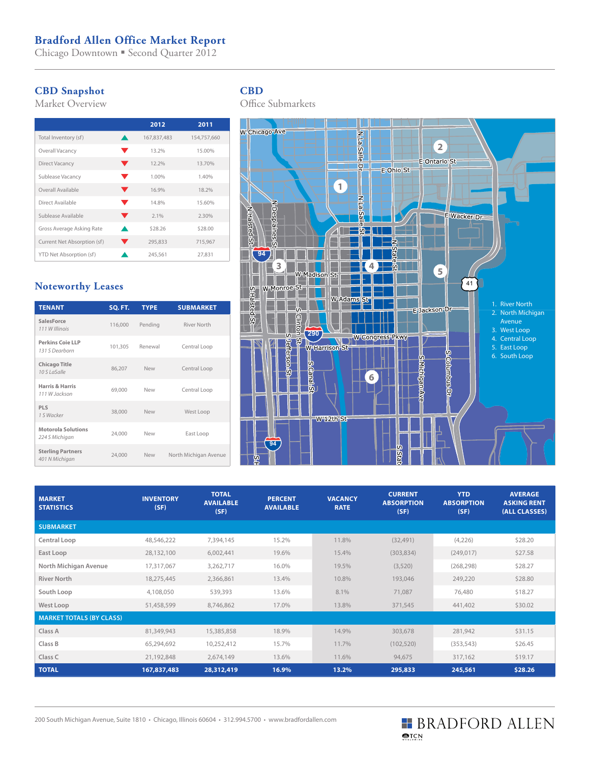# Bradford Allen Office Market Report

Chicago Downtown ▪ Second Quarter 2012

## CBD Snapshot

Market Overview

| | | 2012 | 2011 |
|---|---|---|---|
| Total Inventory (sf) | ▲ | 167,837,483 | 154,757,660 |
| Overall Vacancy | ▼ | 13.2% | 15.00% |
| Direct Vacancy | ▼ | 12.2% | 13.70% |
| Sublease Vacancy | ▼ | 1.00% | 1.40% |
| Overall Available | ▼ | 16.9% | 18.2% |
| Direct Available | ▼ | 14.8% | 15.60% |
| Sublease Available | ▼ | 2.1% | 2.30% |
| Gross Average Asking Rate | ▲ | $28.26 | $28.00 |
| Current Net Absorption (sf) | ▼ | 295,833 | 715,967 |
| YTD Net Absorption (sf) | ▲ | 245,561 | 27,831 |

## Noteworthy Leases

| TENANT | SQ. FT. | TYPE | SUBMARKET |
|---|---|---|---|
| **SalesForce** *111 W Illinois* | 116,000 | Pending | River North |
| **Perkins Coie LLP** *131 S Dearborn* | 101,305 | Renewal | Central Loop |
| **Chicago Title** *10 S LaSalle* | 86,207 | New | Central Loop |
| **Harris & Harris** *111 W Jackson* | 69,000 | New | Central Loop |
| **PLS** *1 S Wacker* | 38,000 | New | West Loop |
| **Motorola Solutions** *224 S Michigan* | 24,000 | New | East Loop |
| **Sterling Partners** *401 N Michigan* | 24,000 | New | North Michigan Avenue |

## CBD

Office Submarkets

W Chicago Ave, N La Salle Dr, E Ohio St, E Ontario St, E Wacker Dr, N Halsted St, N Desplaines St, N La Salle St, N State St, 94, W Madison St, W Monroe St, W Adams St, E Jackson Dr, 41, S Halsted St, S Clinton St, S Jefferson St, 290, W Harrison St, W Congress Pkwy, S Canal St, S Michigan Ave, S Columbus Dr, W 12th St, 94, S State

1. River North
2. North Michigan Avenue
3. West Loop
4. Central Loop
5. East Loop
6. South Loop

| MARKET STATISTICS | INVENTORY (SF) | TOTAL AVAILABLE (SF) | PERCENT AVAILABLE | VACANCY RATE | CURRENT ABSORPTION (SF) | YTD ABSORPTION (SF) | AVERAGE ASKING RENT (ALL CLASSES) |
|---|---|---|---|---|---|---|---|
| **SUBMARKET** | | | | | | | |
| Central Loop | 48,546,222 | 7,394,145 | 15.2% | 11.8% | (32,491) | (4,226) | $28.20 |
| East Loop | 28,132,100 | 6,002,441 | 19.6% | 15.4% | (303,834) | (249,017) | $27.58 |
| North Michigan Avenue | 17,317,067 | 3,262,717 | 16.0% | 19.5% | (3,520) | (268,298) | $28.27 |
| River North | 18,275,445 | 2,366,861 | 13.4% | 10.8% | 193,046 | 249,220 | $28.80 |
| South Loop | 4,108,050 | 539,393 | 13.6% | 8.1% | 71,087 | 76,480 | $18.27 |
| West Loop | 51,458,599 | 8,746,862 | 17.0% | 13.8% | 371,545 | 441,402 | $30.02 |
| **MARKET TOTALS (BY CLASS)** | | | | | | | |
| Class A | 81,349,943 | 15,385,858 | 18.9% | 14.9% | 303,678 | 281,942 | $31.15 |
| Class B | 65,294,692 | 10,252,412 | 15.7% | 11.7% | (102,520) | (353,543) | $26.45 |
| Class C | 21,192,848 | 2,674,149 | 13.6% | 11.6% | 94,675 | 317,162 | $19.17 |
| **TOTAL** | **167,837,483** | **28,312,419** | **16.9%** | **13.2%** | **295,833** | **245,561** | **$28.26** |

200 South Michigan Avenue, Suite 1810 • Chicago, Illinois 60604 • 312.994.5700 • www.bradfordallen.com

BRADFORD ALLEN